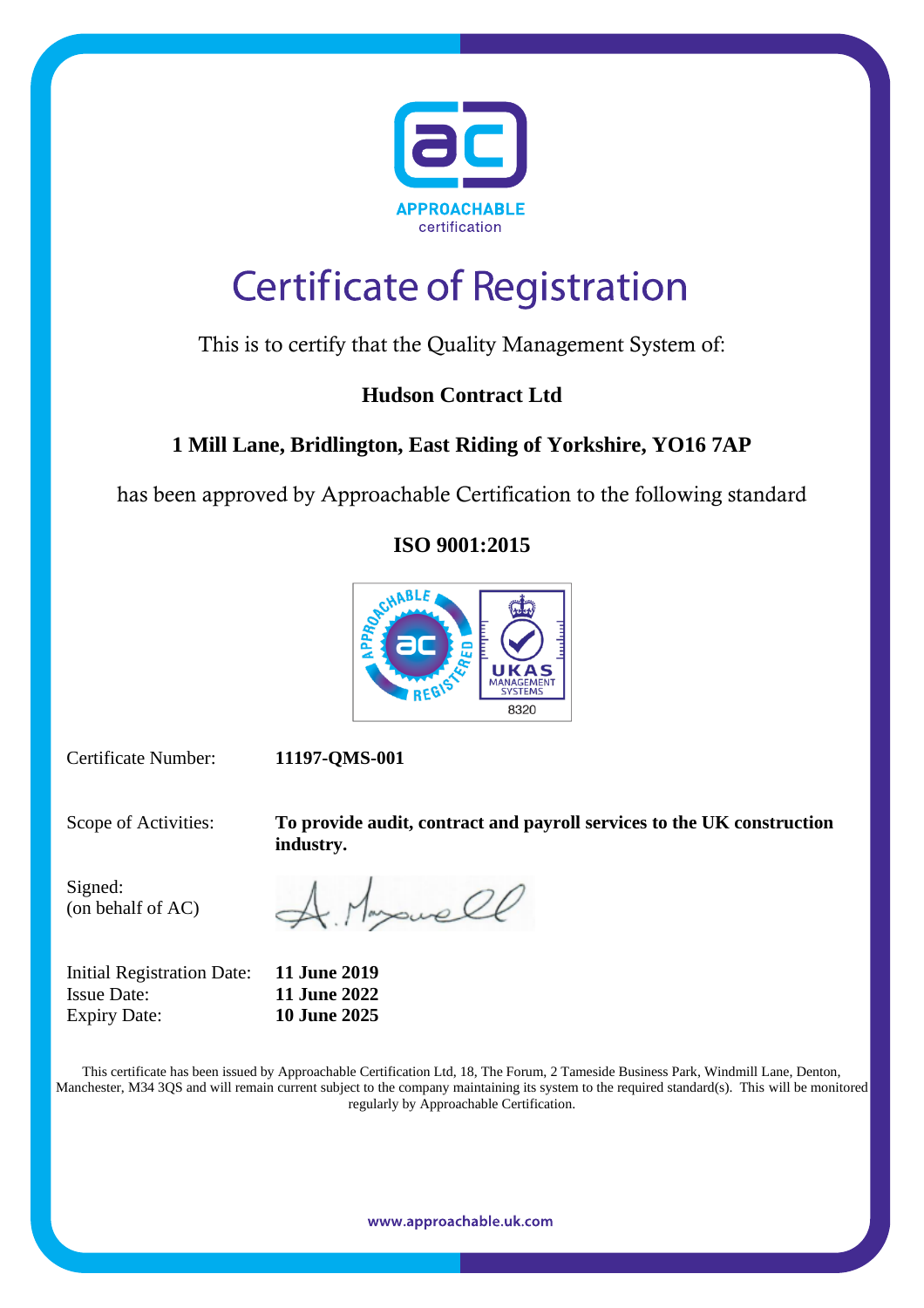APPROACHABLE
certification

# Certificate of Registration

This is to certify that the Quality Management System of:

**Hudson Contract Ltd**

**1 Mill Lane, Bridlington, East Riding of Yorkshire, YO16 7AP**

has been approved by Approachable Certification to the following standard

**ISO 9001:2015**

APPROACHABLE REGISTERED — UKAS MANAGEMENT SYSTEMS 8320

Certificate Number: **11197-QMS-001**

Scope of Activities: **To provide audit, contract and payroll services to the UK construction industry.**

Signed:
(on behalf of AC)

Initial Registration Date: **11 June 2019**
Issue Date: **11 June 2022**
Expiry Date: **10 June 2025**

This certificate has been issued by Approachable Certification Ltd, 18, The Forum, 2 Tameside Business Park, Windmill Lane, Denton, Manchester, M34 3QS and will remain current subject to the company maintaining its system to the required standard(s). This will be monitored regularly by Approachable Certification.

www.approachable.uk.com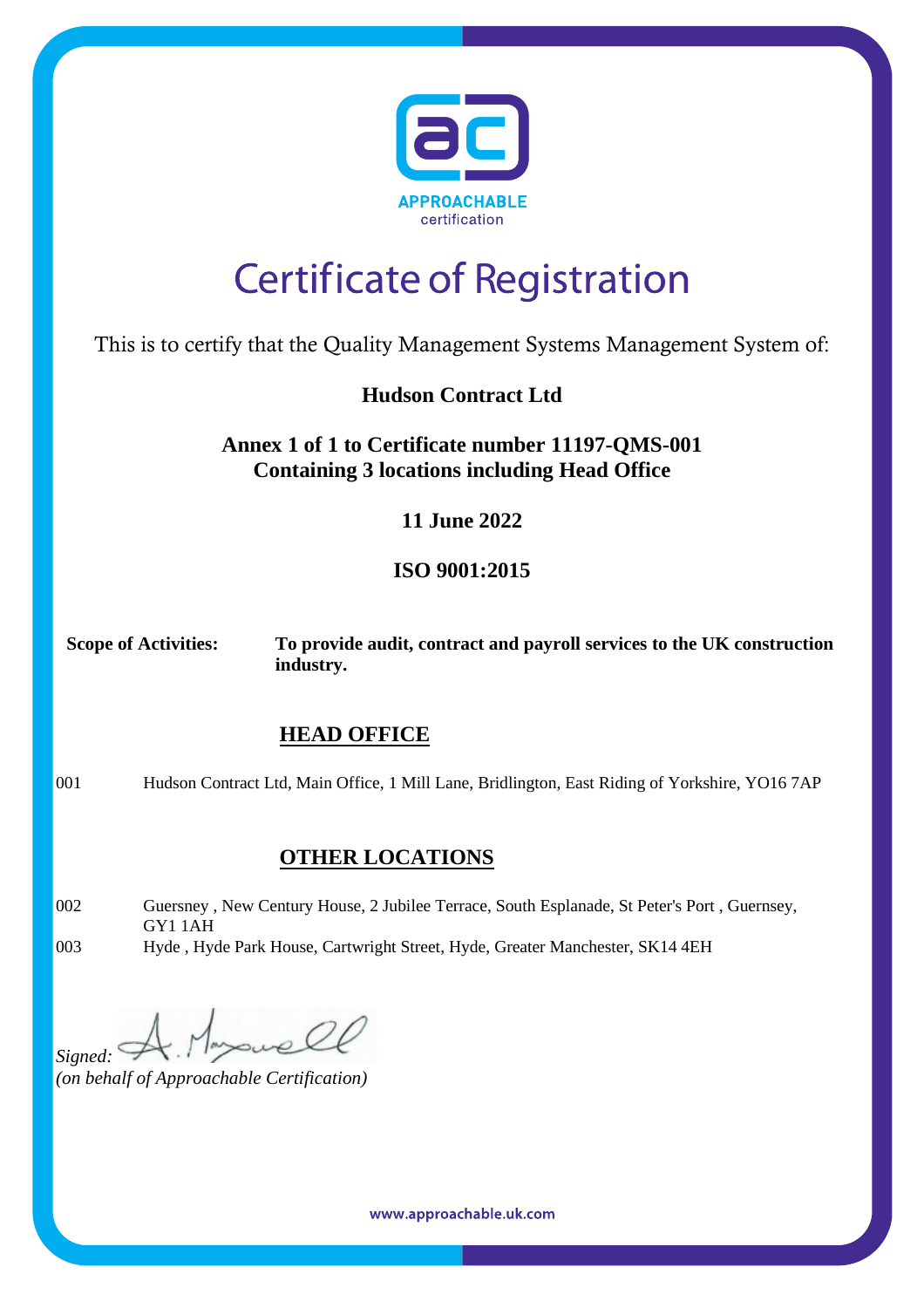APPROACHABLE
certification

# Certificate of Registration

This is to certify that the Quality Management Systems Management System of:

**Hudson Contract Ltd**

**Annex 1 of 1 to Certificate number 11197-QMS-001**
**Containing 3 locations including Head Office**

**11 June 2022**

**ISO 9001:2015**

**Scope of Activities:** **To provide audit, contract and payroll services to the UK construction industry.**

## HEAD OFFICE

001 Hudson Contract Ltd, Main Office, 1 Mill Lane, Bridlington, East Riding of Yorkshire, YO16 7AP

## OTHER LOCATIONS

002 Guersney , New Century House, 2 Jubilee Terrace, South Esplanade, St Peter's Port , Guernsey, GY1 1AH

003 Hyde , Hyde Park House, Cartwright Street, Hyde, Greater Manchester, SK14 4EH

*Signed:* A. Maxwell
*(on behalf of Approachable Certification)*

www.approachable.uk.com